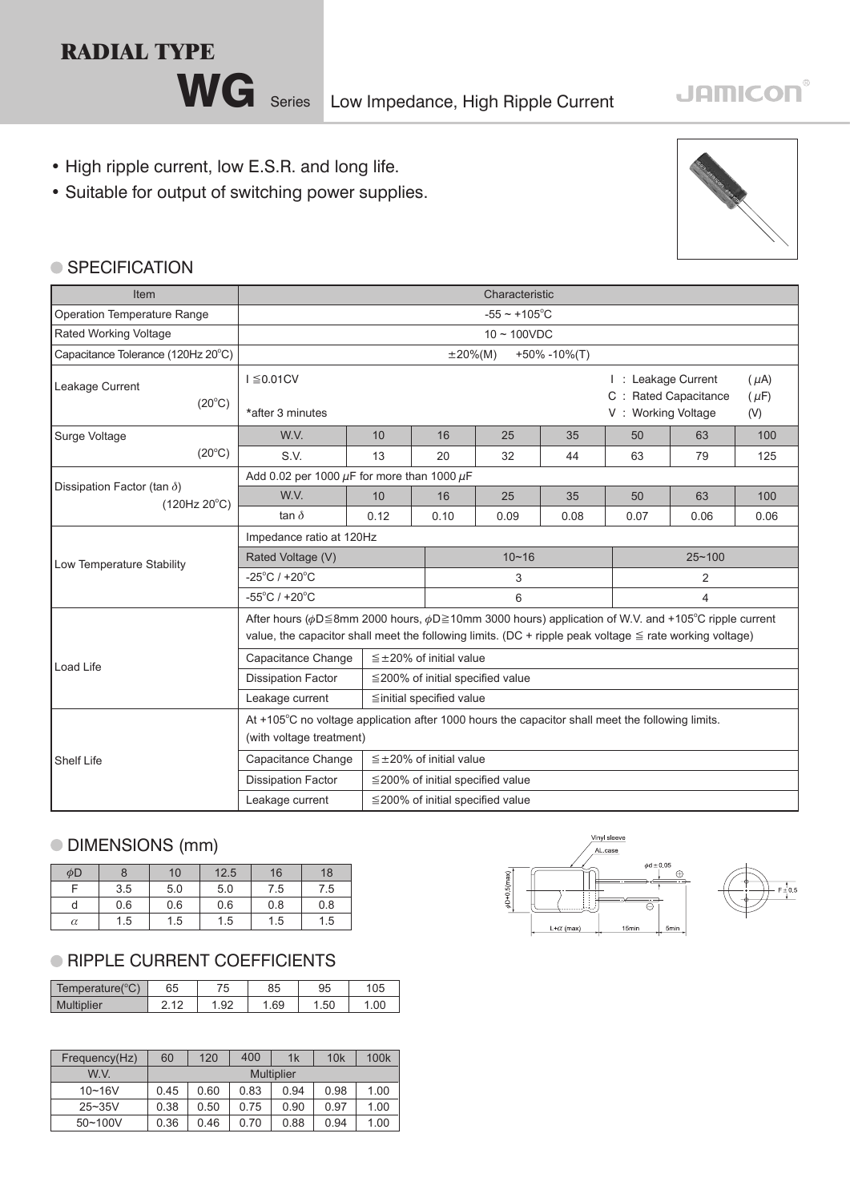# RADIAL TYPE

## WG Series Low Impedance, High Ripple Current

JAMICON

- High ripple current, low E.S.R. and long life.
- Suitable for output of switching power supplies.

## SPECIFICATION

| Item | Characteristic | | | | | | | |
|---|---|---|---|---|---|---|---|---|
| Operation Temperature Range | -55 ~ +105°C | | | | | | | |
| Rated Working Voltage | 10 ~ 100VDC | | | | | | | |
| Capacitance Tolerance (120Hz 20°C) | ±20%(M) +50% -10%(T) | | | | | | | |
| Leakage Current (20°C) | I ≦0.01CV *after 3 minutes | | | | I : Leakage Current (μA) C : Rated Capacitance (μF) V : Working Voltage (V) | | | |
| Surge Voltage (20°C) | W.V. | 10 | 16 | 25 | 35 | 50 | 63 | 100 |
| | S.V. | 13 | 20 | 32 | 44 | 63 | 79 | 125 |
| Dissipation Factor (tan δ) (120Hz 20°C) | Add 0.02 per 1000 μF for more than 1000 μF | | | | | | | |
| | W.V. | 10 | 16 | 25 | 35 | 50 | 63 | 100 |
| | tan δ | 0.12 | 0.10 | 0.09 | 0.08 | 0.07 | 0.06 | 0.06 |
| Low Temperature Stability | Impedance ratio at 120Hz | | | | | | | |
| | Rated Voltage (V) | | 10~16 | | | 25~100 | | |
| | -25°C / +20°C | | 3 | | | 2 | | |
| | -55°C / +20°C | | 6 | | | 4 | | |
| Load Life | After hours (φD≦8mm 2000 hours, φD≧10mm 3000 hours) application of W.V. and +105°C ripple current value, the capacitor shall meet the following limits. (DC + ripple peak voltage ≦ rate working voltage) | | | | | | | |
| | Capacitance Change | ≦±20% of initial value | | | | | | |
| | Dissipation Factor | ≦200% of initial specified value | | | | | | |
| | Leakage current | ≦initial specified value | | | | | | |
| Shelf Life | At +105°C no voltage application after 1000 hours the capacitor shall meet the following limits. (with voltage treatment) | | | | | | | |
| | Capacitance Change | ≦±20% of initial value | | | | | | |
| | Dissipation Factor | ≦200% of initial specified value | | | | | | |
| | Leakage current | ≦200% of initial specified value | | | | | | |

## DIMENSIONS (mm)

| φD | 8 | 10 | 12.5 | 16 | 18 |
|---|---|---|---|---|---|
| F | 3.5 | 5.0 | 5.0 | 7.5 | 7.5 |
| d | 0.6 | 0.6 | 0.6 | 0.8 | 0.8 |
| α | 1.5 | 1.5 | 1.5 | 1.5 | 1.5 |

Vinyl sleeve, AL.case, φd±0.05, φD+0.5(max), L+α (max), 15min, 5min, F±0.5

## RIPPLE CURRENT COEFFICIENTS

| Temperature(°C) | 65 | 75 | 85 | 95 | 105 |
|---|---|---|---|---|---|
| Multiplier | 2.12 | 1.92 | 1.69 | 1.50 | 1.00 |

| Frequency(Hz) | 60 | 120 | 400 | 1k | 10k | 100k |
|---|---|---|---|---|---|---|
| W.V. | Multiplier | | | | | |
| 10~16V | 0.45 | 0.60 | 0.83 | 0.94 | 0.98 | 1.00 |
| 25~35V | 0.38 | 0.50 | 0.75 | 0.90 | 0.97 | 1.00 |
| 50~100V | 0.36 | 0.46 | 0.70 | 0.88 | 0.94 | 1.00 |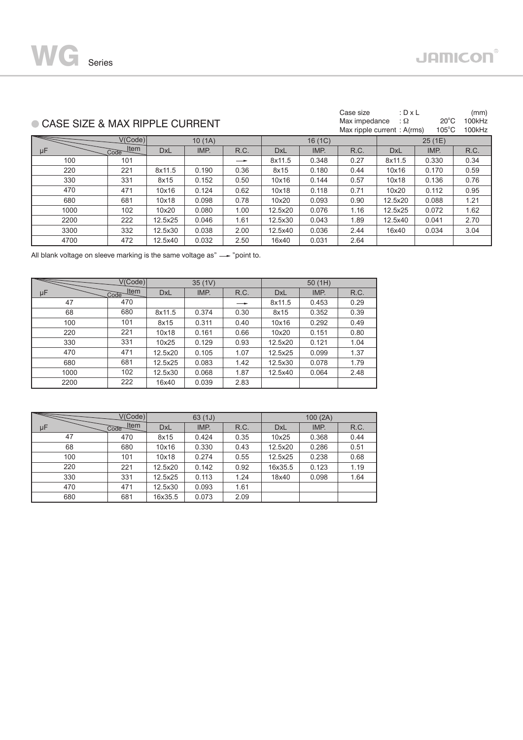● CASE SIZE & MAX RIPPLE CURRENT

Case size : D x L (mm)
Max impedance : Ω 20°C 100kHz
Max ripple current : A(rms) 105°C 100kHz

| μF \ V(Code) | Code \ Item | 10 (1A) | | | 16 (1C) | | | 25 (1E) | | |
|---|---|---|---|---|---|---|---|---|---|---|
| | | DxL | IMP. | R.C. | DxL | IMP. | R.C. | DxL | IMP. | R.C. |
| 100 | 101 | | | → | 8x11.5 | 0.348 | 0.27 | 8x11.5 | 0.330 | 0.34 |
| 220 | 221 | 8x11.5 | 0.190 | 0.36 | 8x15 | 0.180 | 0.44 | 10x16 | 0.170 | 0.59 |
| 330 | 331 | 8x15 | 0.152 | 0.50 | 10x16 | 0.144 | 0.57 | 10x18 | 0.136 | 0.76 |
| 470 | 471 | 10x16 | 0.124 | 0.62 | 10x18 | 0.118 | 0.71 | 10x20 | 0.112 | 0.95 |
| 680 | 681 | 10x18 | 0.098 | 0.78 | 10x20 | 0.093 | 0.90 | 12.5x20 | 0.088 | 1.21 |
| 1000 | 102 | 10x20 | 0.080 | 1.00 | 12.5x20 | 0.076 | 1.16 | 12.5x25 | 0.072 | 1.62 |
| 2200 | 222 | 12.5x25 | 0.046 | 1.61 | 12.5x30 | 0.043 | 1.89 | 12.5x40 | 0.041 | 2.70 |
| 3300 | 332 | 12.5x30 | 0.038 | 2.00 | 12.5x40 | 0.036 | 2.44 | 16x40 | 0.034 | 3.04 |
| 4700 | 472 | 12.5x40 | 0.032 | 2.50 | 16x40 | 0.031 | 2.64 | | | |

All blank voltage on sleeve marking is the same voltage as" → "point to.

| μF \ V(Code) | Code \ Item | 35 (1V) | | | 50 (1H) | | |
|---|---|---|---|---|---|---|---|
| | | DxL | IMP. | R.C. | DxL | IMP. | R.C. |
| 47 | 470 | | | → | 8x11.5 | 0.453 | 0.29 |
| 68 | 680 | 8x11.5 | 0.374 | 0.30 | 8x15 | 0.352 | 0.39 |
| 100 | 101 | 8x15 | 0.311 | 0.40 | 10x16 | 0.292 | 0.49 |
| 220 | 221 | 10x18 | 0.161 | 0.66 | 10x20 | 0.151 | 0.80 |
| 330 | 331 | 10x25 | 0.129 | 0.93 | 12.5x20 | 0.121 | 1.04 |
| 470 | 471 | 12.5x20 | 0.105 | 1.07 | 12.5x25 | 0.099 | 1.37 |
| 680 | 681 | 12.5x25 | 0.083 | 1.42 | 12.5x30 | 0.078 | 1.79 |
| 1000 | 102 | 12.5x30 | 0.068 | 1.87 | 12.5x40 | 0.064 | 2.48 |
| 2200 | 222 | 16x40 | 0.039 | 2.83 | | | |

| μF \ V(Code) | Code \ Item | 63 (1J) | | | 100 (2A) | | |
|---|---|---|---|---|---|---|---|
| | | DxL | IMP. | R.C. | DxL | IMP. | R.C. |
| 47 | 470 | 8x15 | 0.424 | 0.35 | 10x25 | 0.368 | 0.44 |
| 68 | 680 | 10x16 | 0.330 | 0.43 | 12.5x20 | 0.286 | 0.51 |
| 100 | 101 | 10x18 | 0.274 | 0.55 | 12.5x25 | 0.238 | 0.68 |
| 220 | 221 | 12.5x20 | 0.142 | 0.92 | 16x35.5 | 0.123 | 1.19 |
| 330 | 331 | 12.5x25 | 0.113 | 1.24 | 18x40 | 0.098 | 1.64 |
| 470 | 471 | 12.5x30 | 0.093 | 1.61 | | | |
| 680 | 681 | 16x35.5 | 0.073 | 2.09 | | | |